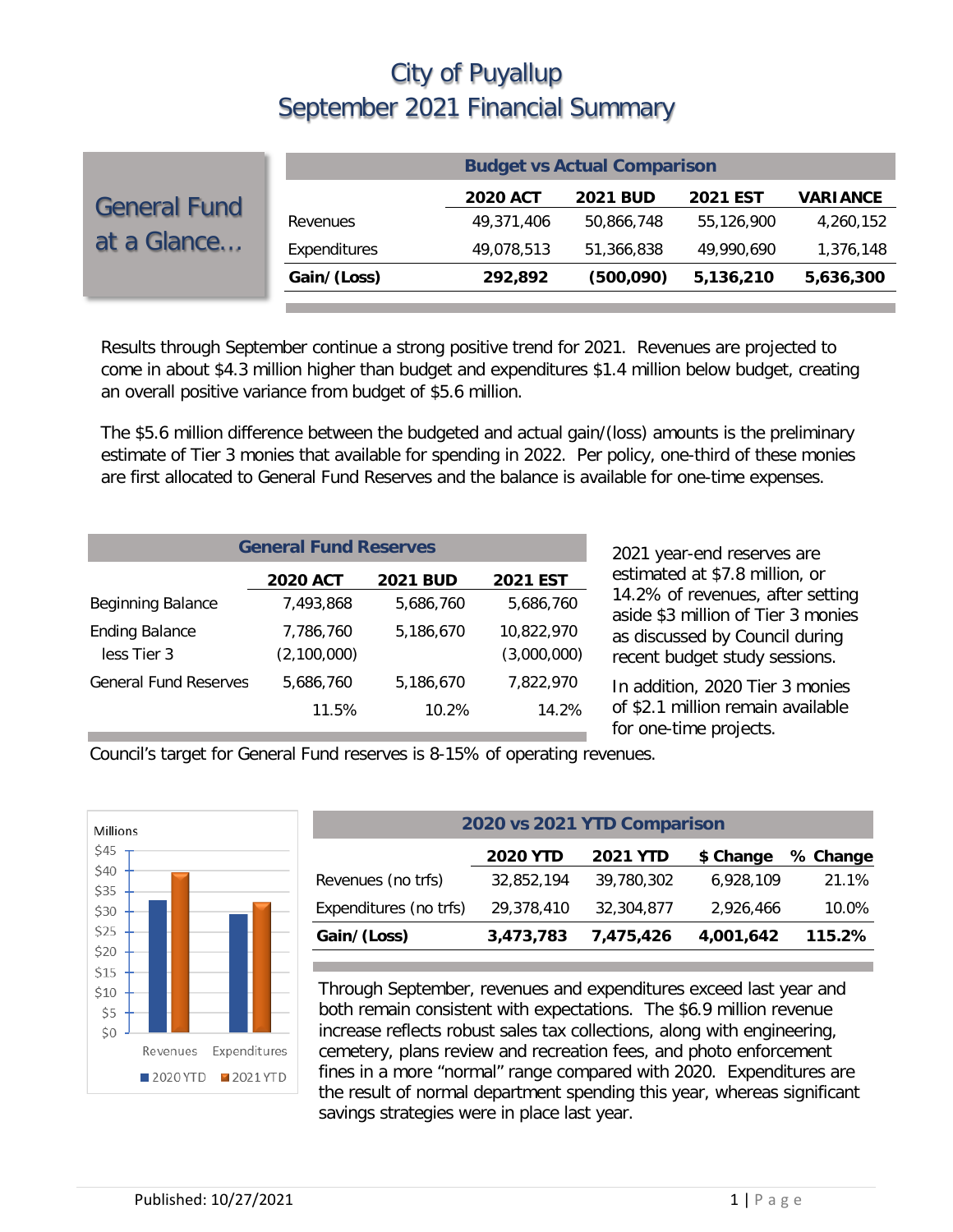# City of Puyallup
# September 2021 Financial Summary

## General Fund at a Glance…

| Budget vs Actual Comparison | | | | |
|---|---|---|---|---|
| | **2020 ACT** | **2021 BUD** | **2021 EST** | **VARIANCE** |
| Revenues | 49,371,406 | 50,866,748 | 55,126,900 | 4,260,152 |
| Expenditures | 49,078,513 | 51,366,838 | 49,990,690 | 1,376,148 |
| **Gain/(Loss)** | **292,892** | **(500,090)** | **5,136,210** | **5,636,300** |

Results through September continue a strong positive trend for 2021. Revenues are projected to come in about $4.3 million higher than budget and expenditures $1.4 million below budget, creating an overall positive variance from budget of $5.6 million.

The $5.6 million difference between the budgeted and actual gain/(loss) amounts is the preliminary estimate of Tier 3 monies that available for spending in 2022. Per policy, one-third of these monies are first allocated to General Fund Reserves and the balance is available for one-time expenses.

| General Fund Reserves | | | |
|---|---|---|---|
| | **2020 ACT** | **2021 BUD** | **2021 EST** |
| Beginning Balance | 7,493,868 | 5,686,760 | 5,686,760 |
| Ending Balance | 7,786,760 | 5,186,670 | 10,822,970 |
| less Tier 3 | (2,100,000) | | (3,000,000) |
| General Fund Reserves | 5,686,760 | 5,186,670 | 7,822,970 |
| | 11.5% | 10.2% | 14.2% |

2021 year-end reserves are estimated at $7.8 million, or 14.2% of revenues, after setting aside $3 million of Tier 3 monies as discussed by Council during recent budget study sessions.

In addition, 2020 Tier 3 monies of $2.1 million remain available for one-time projects.

Council's target for General Fund reserves is 8-15% of operating revenues.

| 2020 vs 2021 YTD Comparison | | | | |
|---|---|---|---|---|
| | **2020 YTD** | **2021 YTD** | **$ Change** | **% Change** |
| Revenues (no trfs) | 32,852,194 | 39,780,302 | 6,928,109 | 21.1% |
| Expenditures (no trfs) | 29,378,410 | 32,304,877 | 2,926,466 | 10.0% |
| **Gain/(Loss)** | **3,473,783** | **7,475,426** | **4,001,642** | **115.2%** |

Through September, revenues and expenditures exceed last year and both remain consistent with expectations. The $6.9 million revenue increase reflects robust sales tax collections, along with engineering, cemetery, plans review and recreation fees, and photo enforcement fines in a more "normal" range compared with 2020. Expenditures are the result of normal department spending this year, whereas significant savings strategies were in place last year.

Published: 10/27/2021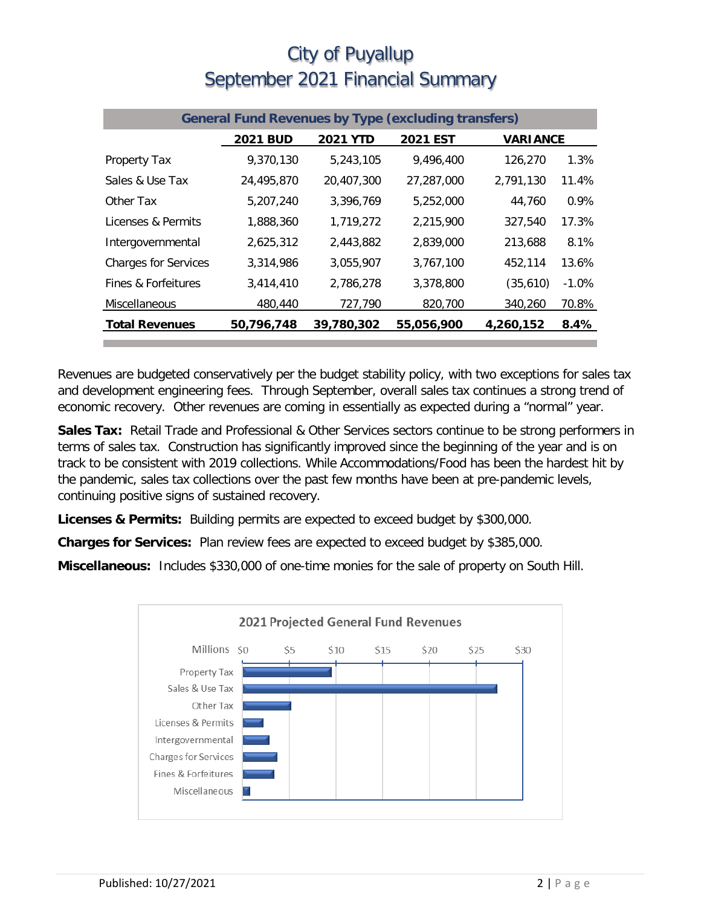# City of Puyallup
# September 2021 Financial Summary

| General Fund Revenues by Type (excluding transfers) | | | | | |
|---|---|---|---|---|---|
| | **2021 BUD** | **2021 YTD** | **2021 EST** | **VARIANCE** | |
| Property Tax | 9,370,130 | 5,243,105 | 9,496,400 | 126,270 | 1.3% |
| Sales & Use Tax | 24,495,870 | 20,407,300 | 27,287,000 | 2,791,130 | 11.4% |
| Other Tax | 5,207,240 | 3,396,769 | 5,252,000 | 44,760 | 0.9% |
| Licenses & Permits | 1,888,360 | 1,719,272 | 2,215,900 | 327,540 | 17.3% |
| Intergovernmental | 2,625,312 | 2,443,882 | 2,839,000 | 213,688 | 8.1% |
| Charges for Services | 3,314,986 | 3,055,907 | 3,767,100 | 452,114 | 13.6% |
| Fines & Forfeitures | 3,414,410 | 2,786,278 | 3,378,800 | (35,610) | -1.0% |
| Miscellaneous | 480,440 | 727,790 | 820,700 | 340,260 | 70.8% |
| **Total Revenues** | **50,796,748** | **39,780,302** | **55,056,900** | **4,260,152** | **8.4%** |

Revenues are budgeted conservatively per the budget stability policy, with two exceptions for sales tax and development engineering fees. Through September, overall sales tax continues a strong trend of economic recovery. Other revenues are coming in essentially as expected during a "normal" year.

**Sales Tax:** Retail Trade and Professional & Other Services sectors continue to be strong performers in terms of sales tax. Construction has significantly improved since the beginning of the year and is on track to be consistent with 2019 collections. While Accommodations/Food has been the hardest hit by the pandemic, sales tax collections over the past few months have been at pre-pandemic levels, continuing positive signs of sustained recovery.

**Licenses & Permits:** Building permits are expected to exceed budget by $300,000.

**Charges for Services:** Plan review fees are expected to exceed budget by $385,000.

**Miscellaneous:** Includes $330,000 of one-time monies for the sale of property on South Hill.

**2021 Projected General Fund Revenues**

| Category | Millions |
|---|---|
| Property Tax | ~$9.5 |
| Sales & Use Tax | ~$27.3 |
| Other Tax | ~$5.3 |
| Licenses & Permits | ~$2.2 |
| Intergovernmental | ~$2.8 |
| Charges for Services | ~$3.8 |
| Fines & Forfeitures | ~$3.4 |
| Miscellaneous | ~$0.8 |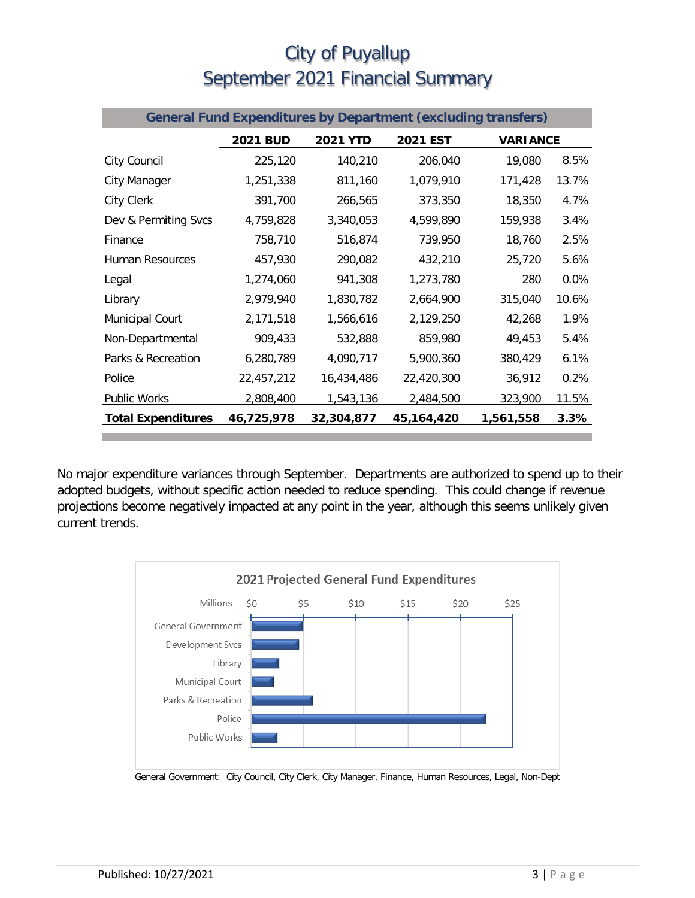# City of Puyallup
# September 2021 Financial Summary

| General Fund Expenditures by Department (excluding transfers) | | | | | |
|---|---|---|---|---|---|
| | **2021 BUD** | **2021 YTD** | **2021 EST** | **VARIANCE** | |
| City Council | 225,120 | 140,210 | 206,040 | 19,080 | 8.5% |
| City Manager | 1,251,338 | 811,160 | 1,079,910 | 171,428 | 13.7% |
| City Clerk | 391,700 | 266,565 | 373,350 | 18,350 | 4.7% |
| Dev & Permiting Svcs | 4,759,828 | 3,340,053 | 4,599,890 | 159,938 | 3.4% |
| Finance | 758,710 | 516,874 | 739,950 | 18,760 | 2.5% |
| Human Resources | 457,930 | 290,082 | 432,210 | 25,720 | 5.6% |
| Legal | 1,274,060 | 941,308 | 1,273,780 | 280 | 0.0% |
| Library | 2,979,940 | 1,830,782 | 2,664,900 | 315,040 | 10.6% |
| Municipal Court | 2,171,518 | 1,566,616 | 2,129,250 | 42,268 | 1.9% |
| Non-Departmental | 909,433 | 532,888 | 859,980 | 49,453 | 5.4% |
| Parks & Recreation | 6,280,789 | 4,090,717 | 5,900,360 | 380,429 | 6.1% |
| Police | 22,457,212 | 16,434,486 | 22,420,300 | 36,912 | 0.2% |
| Public Works | 2,808,400 | 1,543,136 | 2,484,500 | 323,900 | 11.5% |
| **Total Expenditures** | **46,725,978** | **32,304,877** | **45,164,420** | **1,561,558** | **3.3%** |

No major expenditure variances through September. Departments are authorized to spend up to their adopted budgets, without specific action needed to reduce spending. This could change if revenue projections become negatively impacted at any point in the year, although this seems unlikely given current trends.

**2021 Projected General Fund Expenditures**

General Government: City Council, City Clerk, City Manager, Finance, Human Resources, Legal, Non-Dept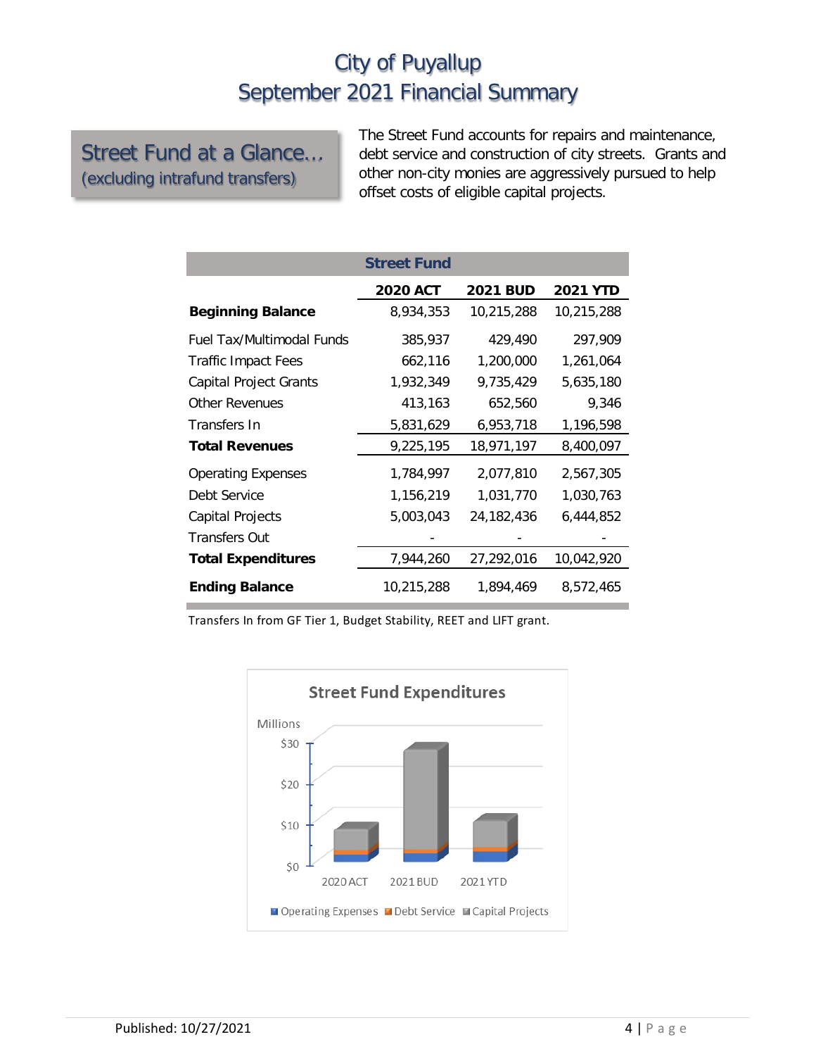# City of Puyallup
# September 2021 Financial Summary

## Street Fund at a Glance…
(excluding intrafund transfers)

The Street Fund accounts for repairs and maintenance, debt service and construction of city streets. Grants and other non-city monies are aggressively pursued to help offset costs of eligible capital projects.

| Street Fund | 2020 ACT | 2021 BUD | 2021 YTD |
|---|---|---|---|
| **Beginning Balance** | 8,934,353 | 10,215,288 | 10,215,288 |
| Fuel Tax/Multimodal Funds | 385,937 | 429,490 | 297,909 |
| Traffic Impact Fees | 662,116 | 1,200,000 | 1,261,064 |
| Capital Project Grants | 1,932,349 | 9,735,429 | 5,635,180 |
| Other Revenues | 413,163 | 652,560 | 9,346 |
| Transfers In | 5,831,629 | 6,953,718 | 1,196,598 |
| **Total Revenues** | 9,225,195 | 18,971,197 | 8,400,097 |
| Operating Expenses | 1,784,997 | 2,077,810 | 2,567,305 |
| Debt Service | 1,156,219 | 1,031,770 | 1,030,763 |
| Capital Projects | 5,003,043 | 24,182,436 | 6,444,852 |
| Transfers Out | - | - | - |
| **Total Expenditures** | 7,944,260 | 27,292,016 | 10,042,920 |
| **Ending Balance** | 10,215,288 | 1,894,469 | 8,572,465 |

Transfers In from GF Tier 1, Budget Stability, REET and LIFT grant.

Published: 10/27/2021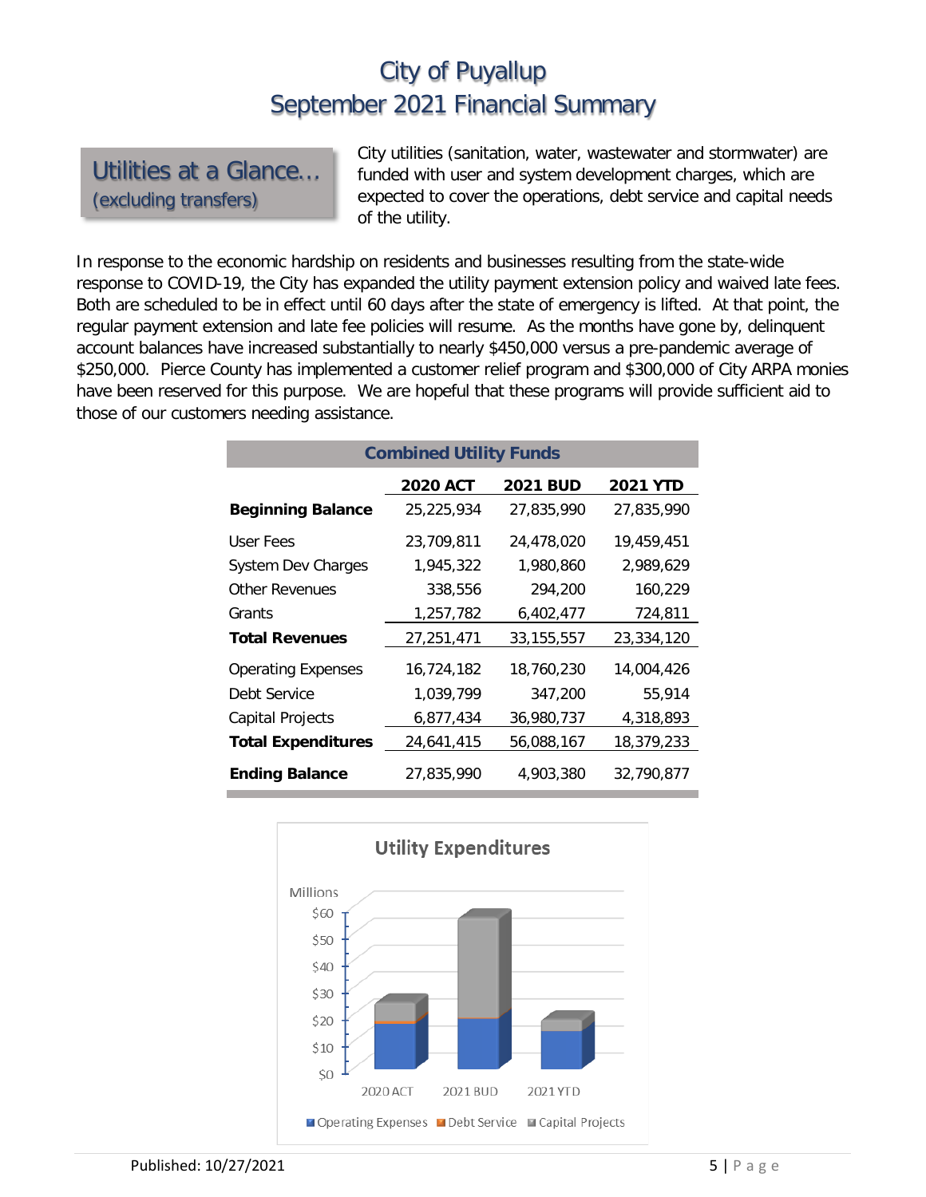# City of Puyallup
# September 2021 Financial Summary

## Utilities at a Glance… (excluding transfers)

City utilities (sanitation, water, wastewater and stormwater) are funded with user and system development charges, which are expected to cover the operations, debt service and capital needs of the utility.

In response to the economic hardship on residents and businesses resulting from the state-wide response to COVID-19, the City has expanded the utility payment extension policy and waived late fees. Both are scheduled to be in effect until 60 days after the state of emergency is lifted. At that point, the regular payment extension and late fee policies will resume. As the months have gone by, delinquent account balances have increased substantially to nearly $450,000 versus a pre-pandemic average of $250,000. Pierce County has implemented a customer relief program and $300,000 of City ARPA monies have been reserved for this purpose. We are hopeful that these programs will provide sufficient aid to those of our customers needing assistance.

**Combined Utility Funds**

| | 2020 ACT | 2021 BUD | 2021 YTD |
|---|---|---|---|
| **Beginning Balance** | 25,225,934 | 27,835,990 | 27,835,990 |
| User Fees | 23,709,811 | 24,478,020 | 19,459,451 |
| System Dev Charges | 1,945,322 | 1,980,860 | 2,989,629 |
| Other Revenues | 338,556 | 294,200 | 160,229 |
| Grants | 1,257,782 | 6,402,477 | 724,811 |
| **Total Revenues** | 27,251,471 | 33,155,557 | 23,334,120 |
| Operating Expenses | 16,724,182 | 18,760,230 | 14,004,426 |
| Debt Service | 1,039,799 | 347,200 | 55,914 |
| Capital Projects | 6,877,434 | 36,980,737 | 4,318,893 |
| **Total Expenditures** | 24,641,415 | 56,088,167 | 18,379,233 |
| **Ending Balance** | 27,835,990 | 4,903,380 | 32,790,877 |

**Utility Expenditures**

Millions

| | 2020 ACT | 2021 BUD | 2021 YTD |
|---|---|---|---|
| Operating Expenses | | | |
| Debt Service | | | |
| Capital Projects | | | |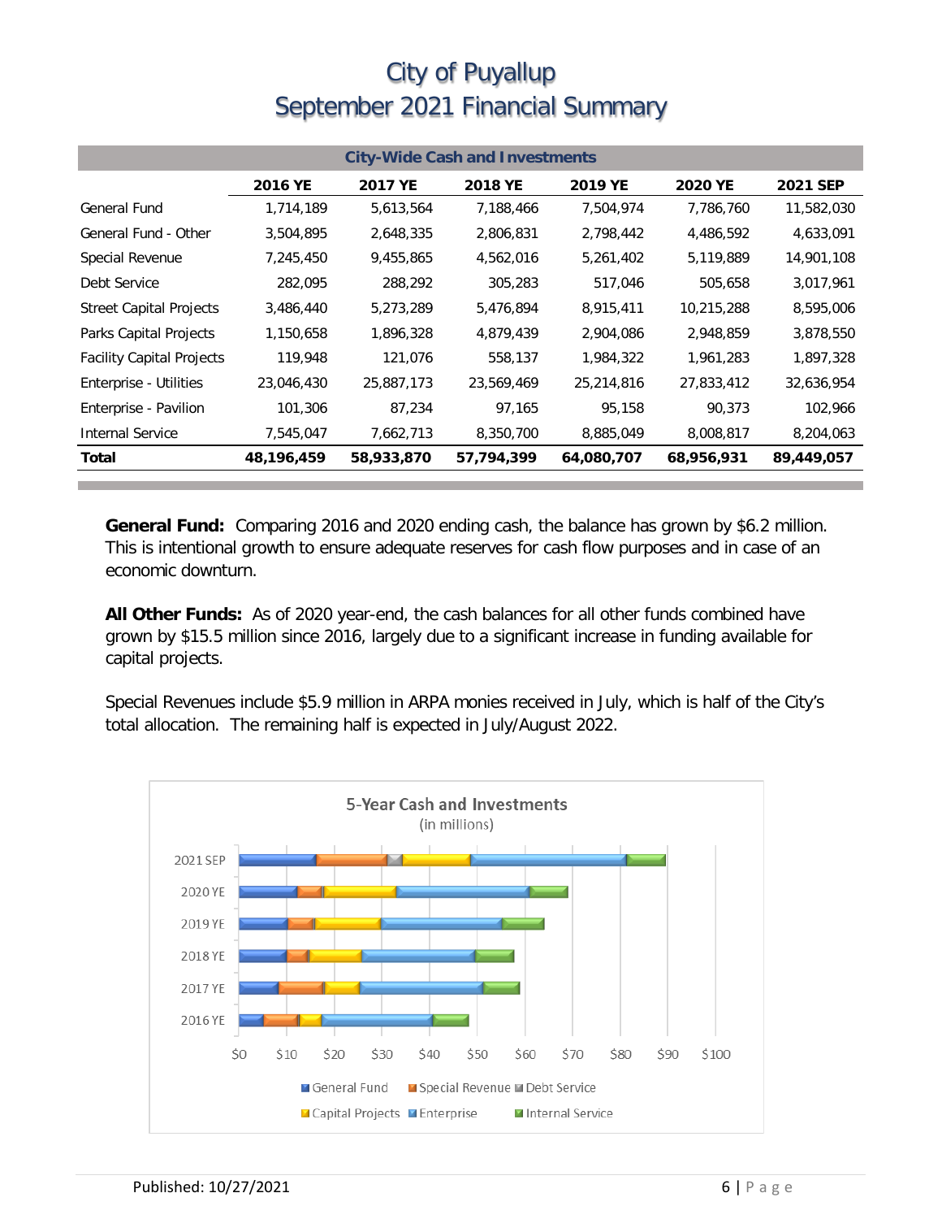# City of Puyallup
# September 2021 Financial Summary

| City-Wide Cash and Investments | | | | | | |
|---|---|---|---|---|---|---|
| | **2016 YE** | **2017 YE** | **2018 YE** | **2019 YE** | **2020 YE** | **2021 SEP** |
| General Fund | 1,714,189 | 5,613,564 | 7,188,466 | 7,504,974 | 7,786,760 | 11,582,030 |
| General Fund - Other | 3,504,895 | 2,648,335 | 2,806,831 | 2,798,442 | 4,486,592 | 4,633,091 |
| Special Revenue | 7,245,450 | 9,455,865 | 4,562,016 | 5,261,402 | 5,119,889 | 14,901,108 |
| Debt Service | 282,095 | 288,292 | 305,283 | 517,046 | 505,658 | 3,017,961 |
| Street Capital Projects | 3,486,440 | 5,273,289 | 5,476,894 | 8,915,411 | 10,215,288 | 8,595,006 |
| Parks Capital Projects | 1,150,658 | 1,896,328 | 4,879,439 | 2,904,086 | 2,948,859 | 3,878,550 |
| Facility Capital Projects | 119,948 | 121,076 | 558,137 | 1,984,322 | 1,961,283 | 1,897,328 |
| Enterprise - Utilities | 23,046,430 | 25,887,173 | 23,569,469 | 25,214,816 | 27,833,412 | 32,636,954 |
| Enterprise - Pavilion | 101,306 | 87,234 | 97,165 | 95,158 | 90,373 | 102,966 |
| Internal Service | 7,545,047 | 7,662,713 | 8,350,700 | 8,885,049 | 8,008,817 | 8,204,063 |
| **Total** | **48,196,459** | **58,933,870** | **57,794,399** | **64,080,707** | **68,956,931** | **89,449,057** |

**General Fund:** Comparing 2016 and 2020 ending cash, the balance has grown by $6.2 million. This is intentional growth to ensure adequate reserves for cash flow purposes and in case of an economic downturn.

**All Other Funds:** As of 2020 year-end, the cash balances for all other funds combined have grown by $15.5 million since 2016, largely due to a significant increase in funding available for capital projects.

Special Revenues include $5.9 million in ARPA monies received in July, which is half of the City's total allocation. The remaining half is expected in July/August 2022.

**5-Year Cash and Investments**
(in millions)

Legend: General Fund, Special Revenue, Debt Service, Capital Projects, Enterprise, Internal Service

Categories: 2016 YE, 2017 YE, 2018 YE, 2019 YE, 2020 YE, 2021 SEP

Axis: $0, $10, $20, $30, $40, $50, $60, $70, $80, $90, $100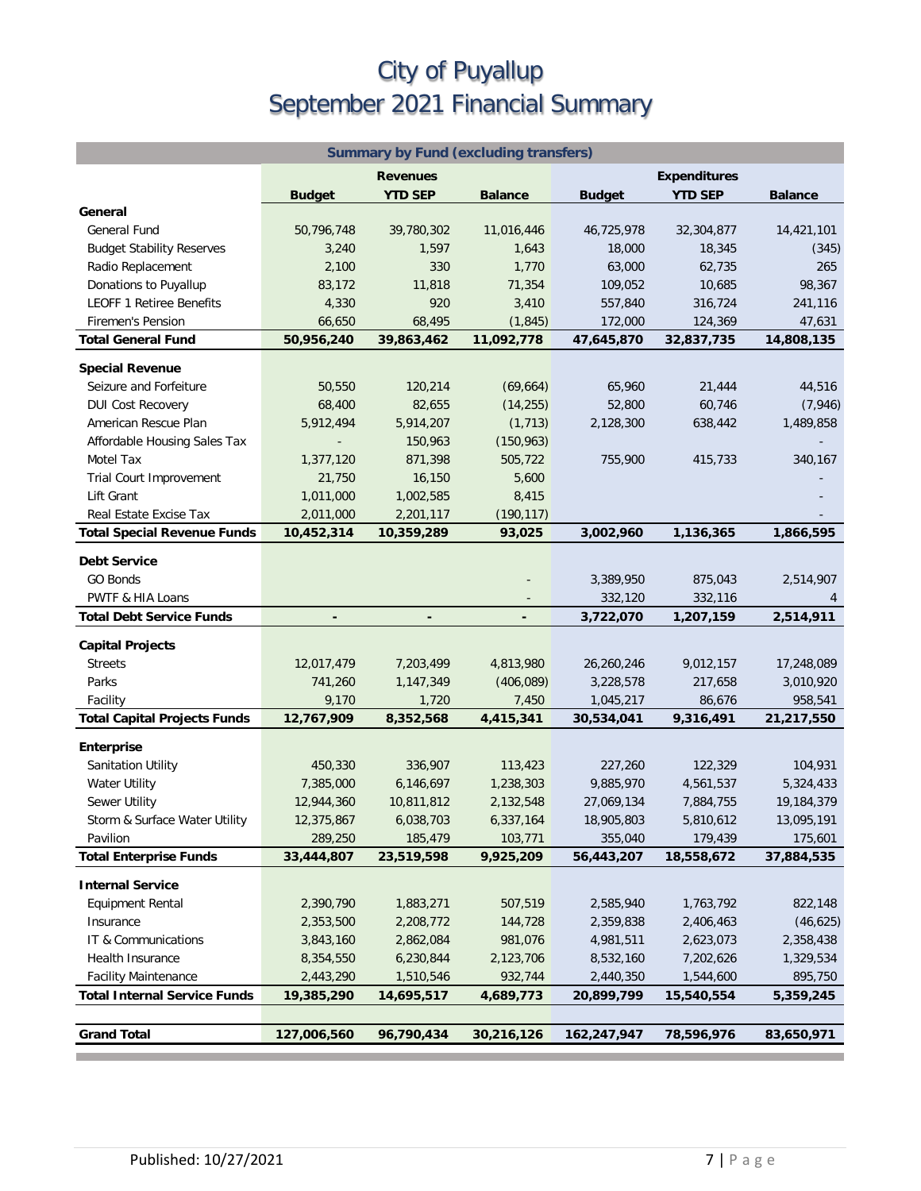# City of Puyallup
# September 2021 Financial Summary

| Summary by Fund (excluding transfers) | | | | | | |
|---|---|---|---|---|---|---|
| | Revenues | | | Expenditures | | |
| | **Budget** | **YTD SEP** | **Balance** | **Budget** | **YTD SEP** | **Balance** |
| **General** | | | | | | |
| General Fund | 50,796,748 | 39,780,302 | 11,016,446 | 46,725,978 | 32,304,877 | 14,421,101 |
| Budget Stability Reserves | 3,240 | 1,597 | 1,643 | 18,000 | 18,345 | (345) |
| Radio Replacement | 2,100 | 330 | 1,770 | 63,000 | 62,735 | 265 |
| Donations to Puyallup | 83,172 | 11,818 | 71,354 | 109,052 | 10,685 | 98,367 |
| LEOFF 1 Retiree Benefits | 4,330 | 920 | 3,410 | 557,840 | 316,724 | 241,116 |
| Firemen's Pension | 66,650 | 68,495 | (1,845) | 172,000 | 124,369 | 47,631 |
| **Total General Fund** | **50,956,240** | **39,863,462** | **11,092,778** | **47,645,870** | **32,837,735** | **14,808,135** |
| **Special Revenue** | | | | | | |
| Seizure and Forfeiture | 50,550 | 120,214 | (69,664) | 65,960 | 21,444 | 44,516 |
| DUI Cost Recovery | 68,400 | 82,655 | (14,255) | 52,800 | 60,746 | (7,946) |
| American Rescue Plan | 5,912,494 | 5,914,207 | (1,713) | 2,128,300 | 638,442 | 1,489,858 |
| Affordable Housing Sales Tax | - | 150,963 | (150,963) | | | - |
| Motel Tax | 1,377,120 | 871,398 | 505,722 | 755,900 | 415,733 | 340,167 |
| Trial Court Improvement | 21,750 | 16,150 | 5,600 | | | - |
| Lift Grant | 1,011,000 | 1,002,585 | 8,415 | | | - |
| Real Estate Excise Tax | 2,011,000 | 2,201,117 | (190,117) | | | - |
| **Total Special Revenue Funds** | **10,452,314** | **10,359,289** | **93,025** | **3,002,960** | **1,136,365** | **1,866,595** |
| **Debt Service** | | | | | | |
| GO Bonds | | | - | 3,389,950 | 875,043 | 2,514,907 |
| PWTF & HIA Loans | | | - | 332,120 | 332,116 | 4 |
| **Total Debt Service Funds** | **-** | **-** | **-** | **3,722,070** | **1,207,159** | **2,514,911** |
| **Capital Projects** | | | | | | |
| Streets | 12,017,479 | 7,203,499 | 4,813,980 | 26,260,246 | 9,012,157 | 17,248,089 |
| Parks | 741,260 | 1,147,349 | (406,089) | 3,228,578 | 217,658 | 3,010,920 |
| Facility | 9,170 | 1,720 | 7,450 | 1,045,217 | 86,676 | 958,541 |
| **Total Capital Projects Funds** | **12,767,909** | **8,352,568** | **4,415,341** | **30,534,041** | **9,316,491** | **21,217,550** |
| **Enterprise** | | | | | | |
| Sanitation Utility | 450,330 | 336,907 | 113,423 | 227,260 | 122,329 | 104,931 |
| Water Utility | 7,385,000 | 6,146,697 | 1,238,303 | 9,885,970 | 4,561,537 | 5,324,433 |
| Sewer Utility | 12,944,360 | 10,811,812 | 2,132,548 | 27,069,134 | 7,884,755 | 19,184,379 |
| Storm & Surface Water Utility | 12,375,867 | 6,038,703 | 6,337,164 | 18,905,803 | 5,810,612 | 13,095,191 |
| Pavilion | 289,250 | 185,479 | 103,771 | 355,040 | 179,439 | 175,601 |
| **Total Enterprise Funds** | **33,444,807** | **23,519,598** | **9,925,209** | **56,443,207** | **18,558,672** | **37,884,535** |
| **Internal Service** | | | | | | |
| Equipment Rental | 2,390,790 | 1,883,271 | 507,519 | 2,585,940 | 1,763,792 | 822,148 |
| Insurance | 2,353,500 | 2,208,772 | 144,728 | 2,359,838 | 2,406,463 | (46,625) |
| IT & Communications | 3,843,160 | 2,862,084 | 981,076 | 4,981,511 | 2,623,073 | 2,358,438 |
| Health Insurance | 8,354,550 | 6,230,844 | 2,123,706 | 8,532,160 | 7,202,626 | 1,329,534 |
| Facility Maintenance | 2,443,290 | 1,510,546 | 932,744 | 2,440,350 | 1,544,600 | 895,750 |
| **Total Internal Service Funds** | **19,385,290** | **14,695,517** | **4,689,773** | **20,899,799** | **15,540,554** | **5,359,245** |
| **Grand Total** | **127,006,560** | **96,790,434** | **30,216,126** | **162,247,947** | **78,596,976** | **83,650,971** |

Published: 10/27/2021